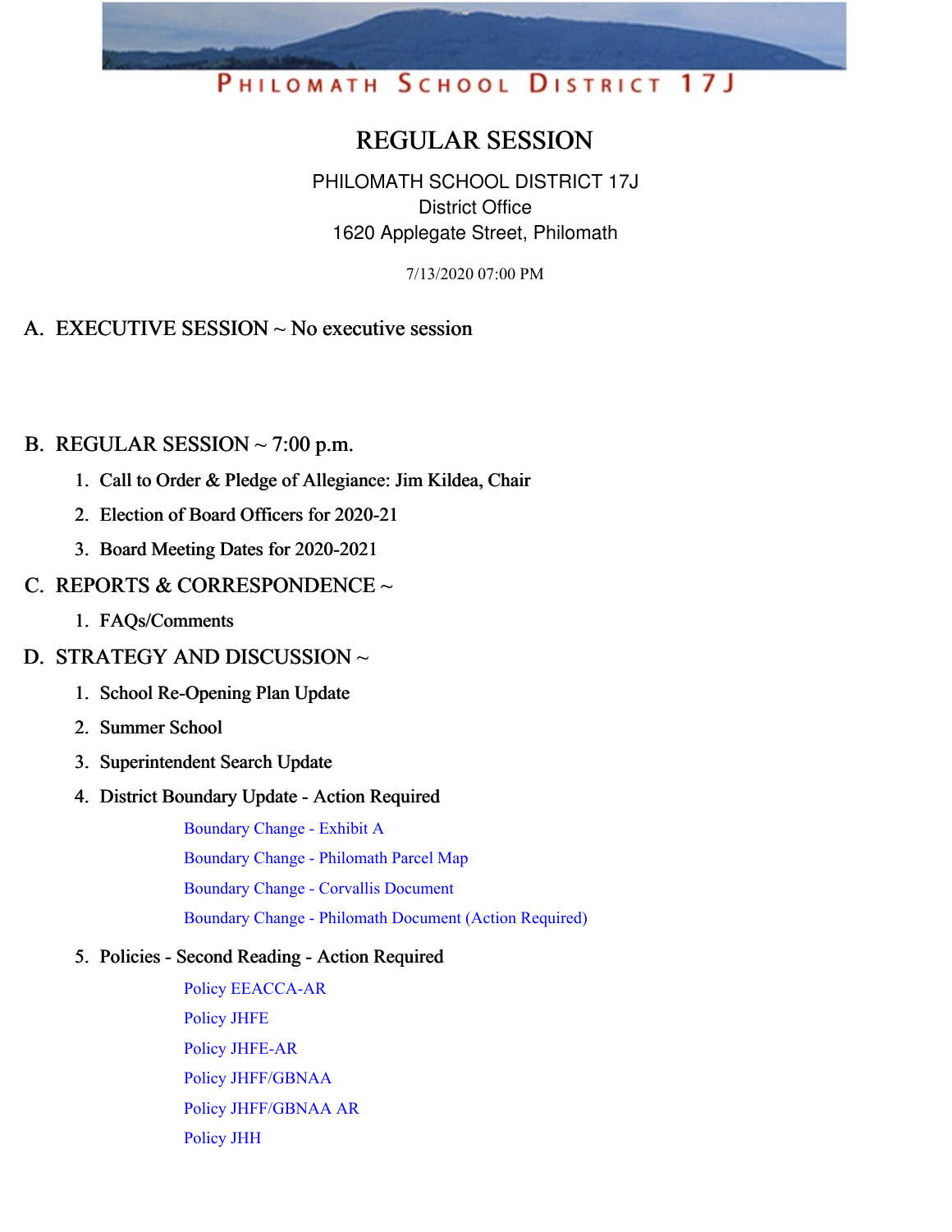# PHILOMATH SCHOOL DISTRICT 17J

## REGULAR SESSION

PHILOMATH SCHOOL DISTRICT 17J
District Office
1620 Applegate Street, Philomath

7/13/2020 07:00 PM

### A. EXECUTIVE SESSION ~ No executive session

### B. REGULAR SESSION ~ 7:00 p.m.

1. Call to Order & Pledge of Allegiance: Jim Kildea, Chair
2. Election of Board Officers for 2020-21
3. Board Meeting Dates for 2020-2021

### C. REPORTS & CORRESPONDENCE ~

1. FAQs/Comments

### D. STRATEGY AND DISCUSSION ~

1. School Re-Opening Plan Update
2. Summer School
3. Superintendent Search Update
4. District Boundary Update - Action Required
   - Boundary Change - Exhibit A
   - Boundary Change - Philomath Parcel Map
   - Boundary Change - Corvallis Document
   - Boundary Change - Philomath Document (Action Required)
5. Policies - Second Reading - Action Required
   - Policy EEACCA-AR
   - Policy JHFE
   - Policy JHFE-AR
   - Policy JHFF/GBNAA
   - Policy JHFF/GBNAA AR
   - Policy JHH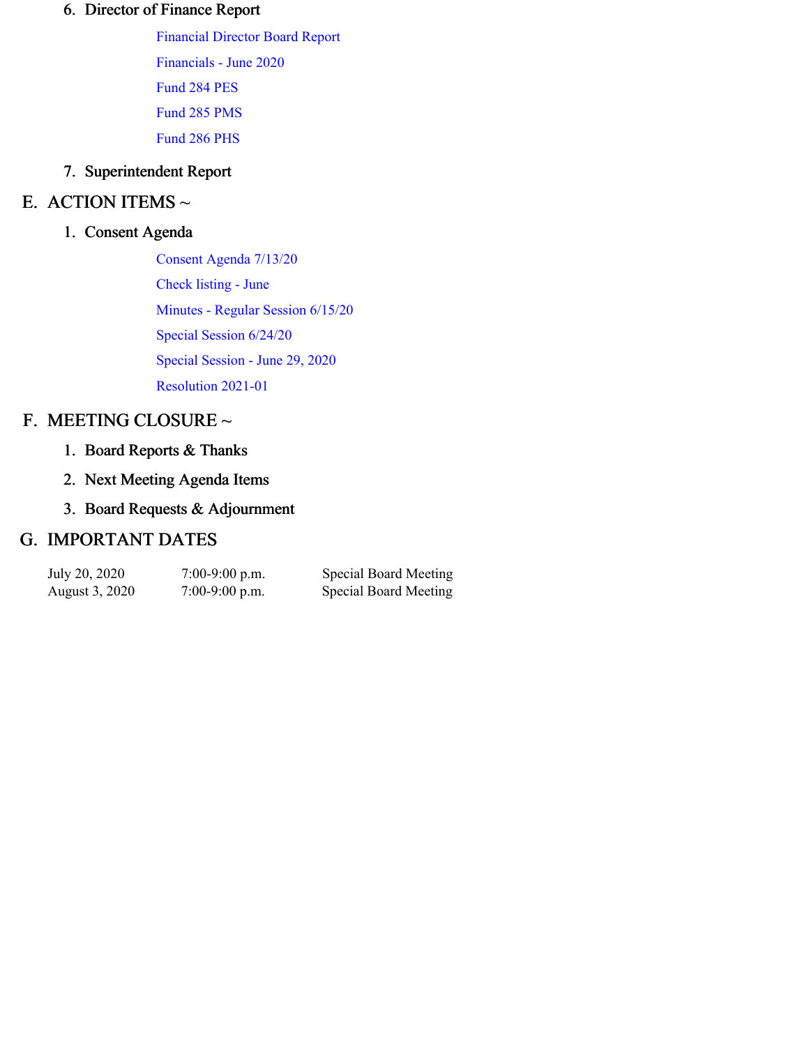6. **Director of Finance Report**

   Financial Director Board Report

   Financials - June 2020

   Fund 284 PES

   Fund 285 PMS

   Fund 286 PHS

7. **Superintendent Report**

## E. ACTION ITEMS ~

1. **Consent Agenda**

   Consent Agenda 7/13/20

   Check listing - June

   Minutes - Regular Session 6/15/20

   Special Session 6/24/20

   Special Session - June 29, 2020

   Resolution 2021-01

## F. MEETING CLOSURE ~

1. **Board Reports & Thanks**
2. **Next Meeting Agenda Items**
3. **Board Requests & Adjournment**

## G. IMPORTANT DATES

| | | |
|---|---|---|
| July 20, 2020 | 7:00-9:00 p.m. | Special Board Meeting |
| August 3, 2020 | 7:00-9:00 p.m. | Special Board Meeting |